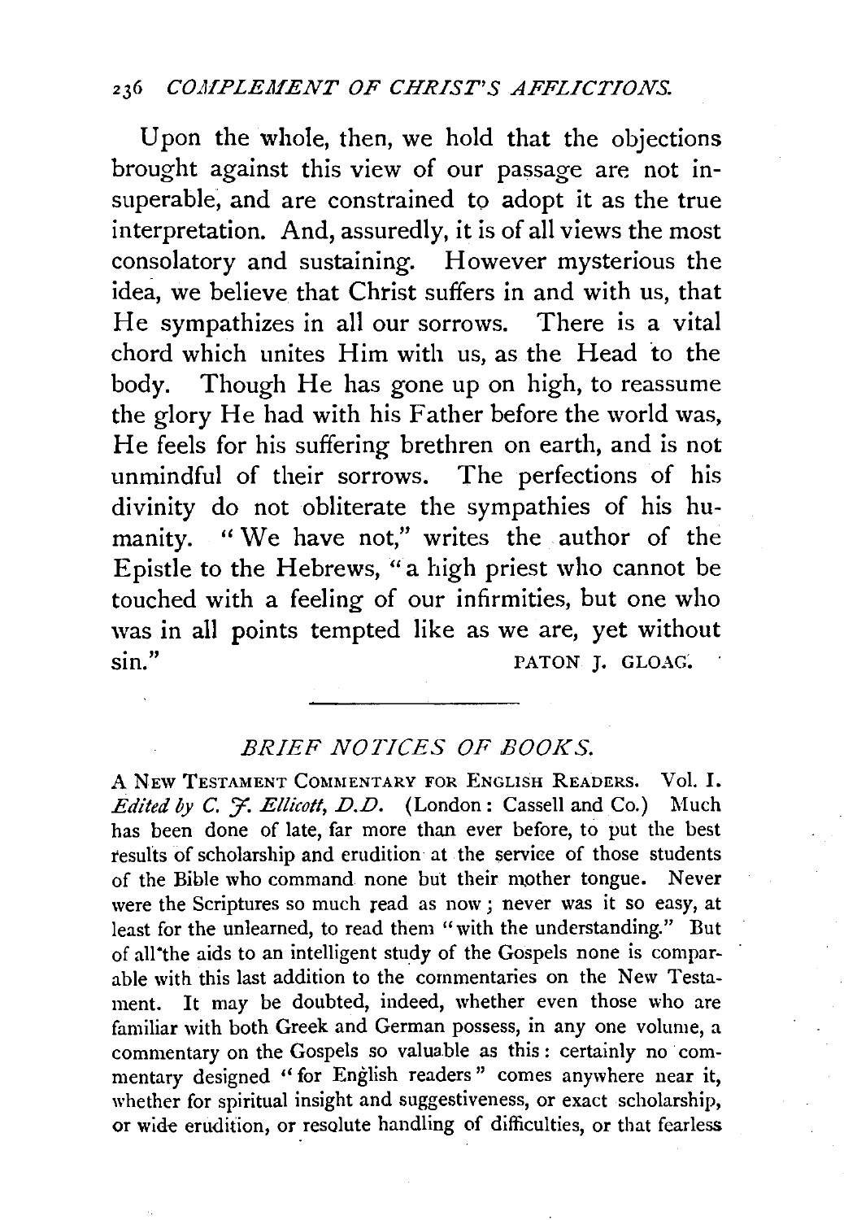Upon the whole, then, we hold that the objections brought against this view of our passage are not insuperable, and are constrained to adopt it as the true interpretation. And, assuredly, it is of all views the most consolatory and sustaining. However mysterious the idea, we believe that Christ suffers in and with us, that He sympathizes in all our sorrows. There is a vital chord which unites Him with us, as the Head to the body. Though He has gone up on high, to reassume the glory He had with his Father before the world was, He feels for his suffering brethren on earth, and is not unmindful of their sorrows. The perfections of his divinity do not obliterate the sympathies of his humanity. "We have not," writes the author of the Epistle to the Hebrews, "a high priest who cannot be touched with a feeling of our infirmities, but one who was in all points tempted like as we are, yet without sin."

PATON J. GLOAG.

---

## *BRIEF NOTICES OF BOOKS.*

A NEW TESTAMENT COMMENTARY FOR ENGLISH READERS. Vol. I. *Edited by C. J. Ellicott, D.D.* (London: Cassell and Co.) Much has been done of late, far more than ever before, to put the best results of scholarship and erudition at the service of those students of the Bible who command none but their mother tongue. Never were the Scriptures so much read as now; never was it so easy, at least for the unlearned, to read them "with the understanding." But of all the aids to an intelligent study of the Gospels none is comparable with this last addition to the commentaries on the New Testament. It may be doubted, indeed, whether even those who are familiar with both Greek and German possess, in any one volume, a commentary on the Gospels so valuable as this: certainly no commentary designed "for English readers" comes anywhere near it, whether for spiritual insight and suggestiveness, or exact scholarship, or wide erudition, or resolute handling of difficulties, or that fearless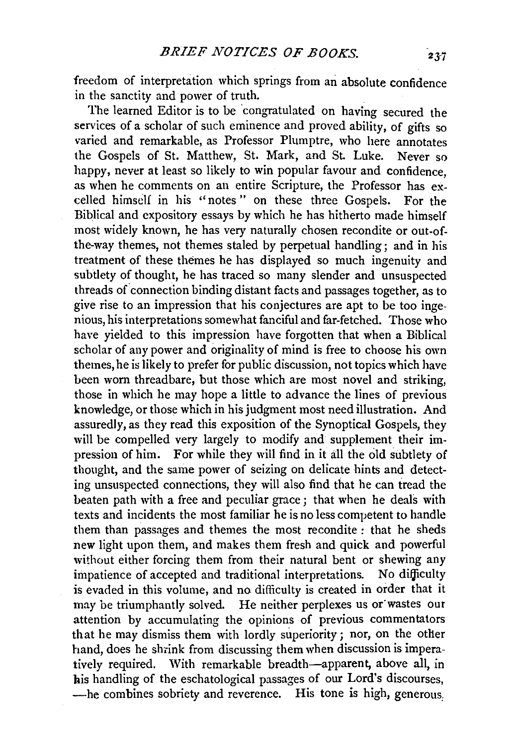freedom of interpretation which springs from an absolute confidence in the sanctity and power of truth.

The learned Editor is to be congratulated on having secured the services of a scholar of such eminence and proved ability, of gifts so varied and remarkable, as Professor Plumptre, who here annotates the Gospels of St. Matthew, St. Mark, and St. Luke. Never so happy, never at least so likely to win popular favour and confidence, as when he comments on an entire Scripture, the Professor has excelled himself in his "notes" on these three Gospels. For the Biblical and expository essays by which he has hitherto made himself most widely known, he has very naturally chosen recondite or out-of-the-way themes, not themes staled by perpetual handling; and in his treatment of these themes he has displayed so much ingenuity and subtlety of thought, he has traced so many slender and unsuspected threads of connection binding distant facts and passages together, as to give rise to an impression that his conjectures are apt to be too ingenious, his interpretations somewhat fanciful and far-fetched. Those who have yielded to this impression have forgotten that when a Biblical scholar of any power and originality of mind is free to choose his own themes, he is likely to prefer for public discussion, not topics which have been worn threadbare, but those which are most novel and striking, those in which he may hope a little to advance the lines of previous knowledge, or those which in his judgment most need illustration. And assuredly, as they read this exposition of the Synoptical Gospels, they will be compelled very largely to modify and supplement their impression of him. For while they will find in it all the old subtlety of thought, and the same power of seizing on delicate hints and detecting unsuspected connections, they will also find that he can tread the beaten path with a free and peculiar grace; that when he deals with texts and incidents the most familiar he is no less competent to handle them than passages and themes the most recondite: that he sheds new light upon them, and makes them fresh and quick and powerful without either forcing them from their natural bent or shewing any impatience of accepted and traditional interpretations. No difficulty is evaded in this volume, and no difficulty is created in order that it may be triumphantly solved. He neither perplexes us or wastes our attention by accumulating the opinions of previous commentators that he may dismiss them with lordly superiority; nor, on the other hand, does he shrink from discussing them when discussion is imperatively required. With remarkable breadth—apparent, above all, in his handling of the eschatological passages of our Lord's discourses, —he combines sobriety and reverence. His tone is high, generous,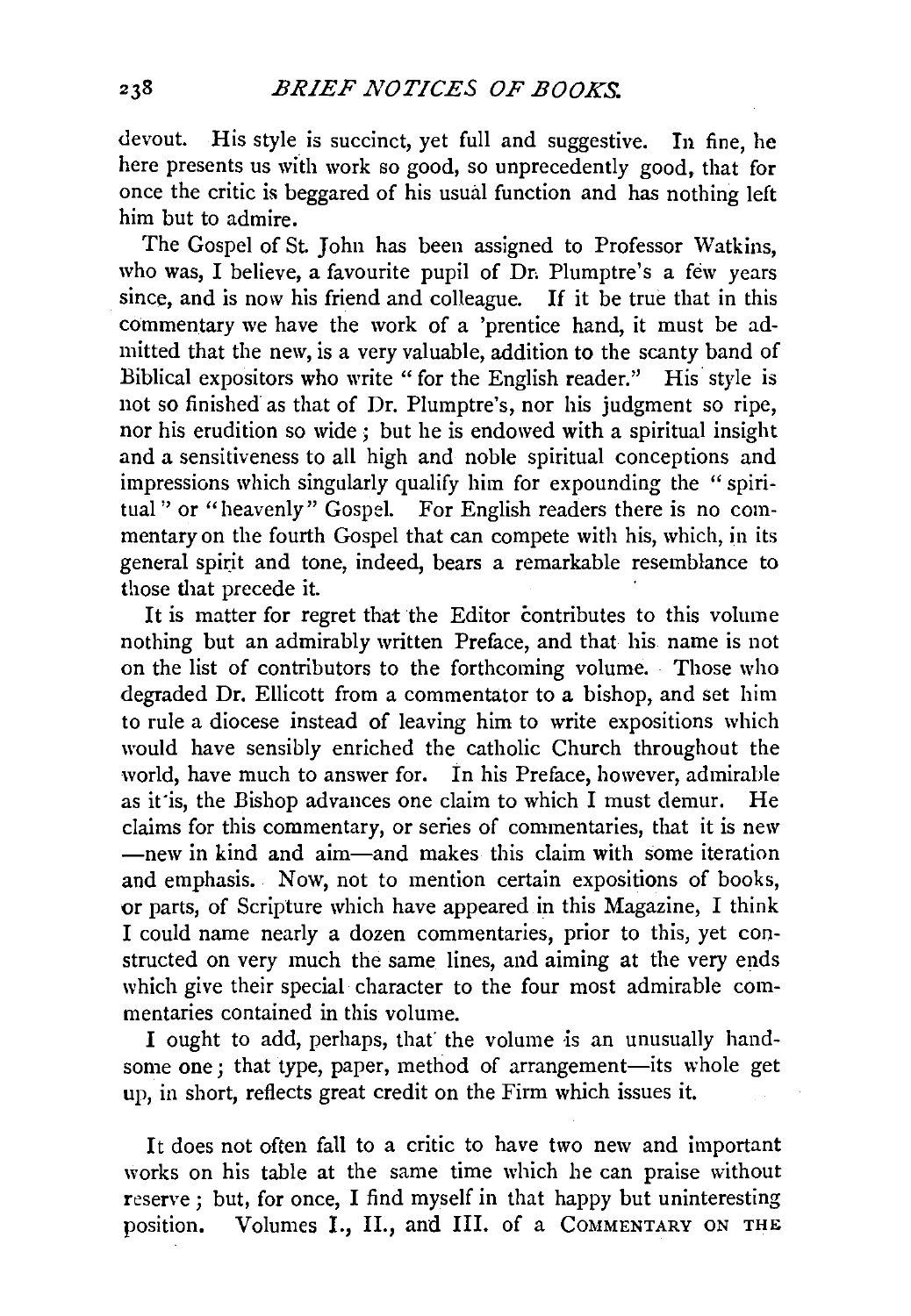devout. His style is succinct, yet full and suggestive. In fine, he here presents us with work so good, so unprecedently good, that for once the critic is beggared of his usual function and has nothing left him but to admire.

The Gospel of St. John has been assigned to Professor Watkins, who was, I believe, a favourite pupil of Dr. Plumptre's a few years since, and is now his friend and colleague. If it be true that in this commentary we have the work of a 'prentice hand, it must be admitted that the new, is a very valuable, addition to the scanty band of Biblical expositors who write "for the English reader." His style is not so finished as that of Dr. Plumptre's, nor his judgment so ripe, nor his erudition so wide; but he is endowed with a spiritual insight and a sensitiveness to all high and noble spiritual conceptions and impressions which singularly qualify him for expounding the "spiritual" or "heavenly" Gospel. For English readers there is no commentary on the fourth Gospel that can compete with his, which, in its general spirit and tone, indeed, bears a remarkable resemblance to those that precede it.

It is matter for regret that the Editor contributes to this volume nothing but an admirably written Preface, and that his name is not on the list of contributors to the forthcoming volume. Those who degraded Dr. Ellicott from a commentator to a bishop, and set him to rule a diocese instead of leaving him to write expositions which would have sensibly enriched the catholic Church throughout the world, have much to answer for. In his Preface, however, admirable as it is, the Bishop advances one claim to which I must demur. He claims for this commentary, or series of commentaries, that it is new —new in kind and aim—and makes this claim with some iteration and emphasis. Now, not to mention certain expositions of books, or parts, of Scripture which have appeared in this Magazine, I think I could name nearly a dozen commentaries, prior to this, yet constructed on very much the same lines, and aiming at the very ends which give their special character to the four most admirable commentaries contained in this volume.

I ought to add, perhaps, that the volume is an unusually handsome one; that type, paper, method of arrangement—its whole get up, in short, reflects great credit on the Firm which issues it.

It does not often fall to a critic to have two new and important works on his table at the same time which he can praise without reserve; but, for once, I find myself in that happy but uninteresting position. Volumes I., II., and III. of a COMMENTARY ON THE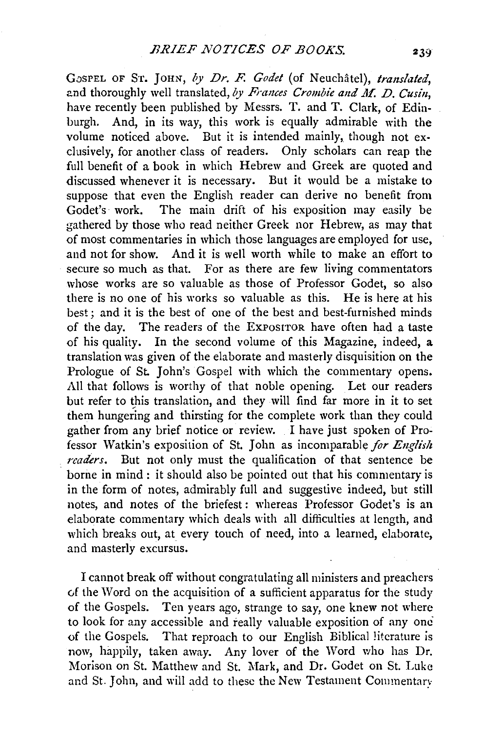GOSPEL OF ST. JOHN, *by Dr. F. Godet* (of Neuchâtel), *translated*, and thoroughly well translated, *by Frances Crombie and M. D. Cusin*, have recently been published by Messrs. T. and T. Clark, of Edinburgh. And, in its way, this work is equally admirable with the volume noticed above. But it is intended mainly, though not exclusively, for another class of readers. Only scholars can reap the full benefit of a book in which Hebrew and Greek are quoted and discussed whenever it is necessary. But it would be a mistake to suppose that even the English reader can derive no benefit from Godet's work. The main drift of his exposition may easily be gathered by those who read neither Greek nor Hebrew, as may that of most commentaries in which those languages are employed for use, and not for show. And it is well worth while to make an effort to secure so much as that. For as there are few living commentators whose works are so valuable as those of Professor Godet, so also there is no one of his works so valuable as this. He is here at his best; and it is the best of one of the best and best-furnished minds of the day. The readers of the EXPOSITOR have often had a taste of his quality. In the second volume of this Magazine, indeed, a translation was given of the elaborate and masterly disquisition on the Prologue of St. John's Gospel with which the commentary opens. All that follows is worthy of that noble opening. Let our readers but refer to this translation, and they will find far more in it to set them hungering and thirsting for the complete work than they could gather from any brief notice or review. I have just spoken of Professor Watkin's exposition of St. John as incomparable *for English readers*. But not only must the qualification of that sentence be borne in mind: it should also be pointed out that his commentary is in the form of notes, admirably full and suggestive indeed, but still notes, and notes of the briefest: whereas Professor Godet's is an elaborate commentary which deals with all difficulties at length, and which breaks out, at every touch of need, into a learned, elaborate, and masterly excursus.

I cannot break off without congratulating all ministers and preachers of the Word on the acquisition of a sufficient apparatus for the study of the Gospels. Ten years ago, strange to say, one knew not where to look for any accessible and really valuable exposition of any one of the Gospels. That reproach to our English Biblical literature is now, happily, taken away. Any lover of the Word who has Dr. Morison on St. Matthew and St. Mark, and Dr. Godet on St. Luke and St. John, and will add to these the New Testament Commentary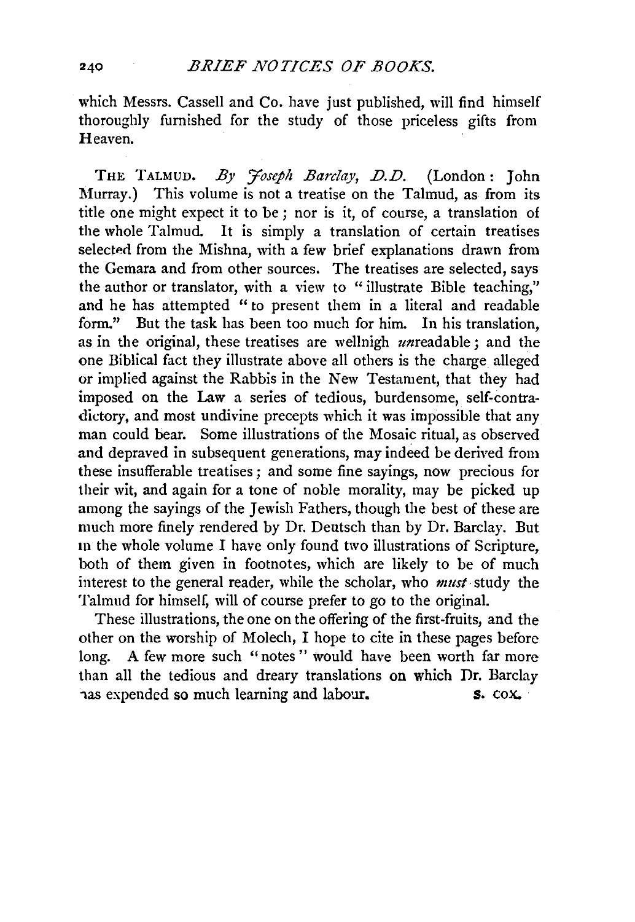which Messrs. Cassell and Co. have just published, will find himself thoroughly furnished for the study of those priceless gifts from Heaven.

THE TALMUD. *By Joseph Barclay, D.D.* (London: John Murray.) This volume is not a treatise on the Talmud, as from its title one might expect it to be; nor is it, of course, a translation of the whole Talmud. It is simply a translation of certain treatises selected from the Mishna, with a few brief explanations drawn from the Gemara and from other sources. The treatises are selected, says the author or translator, with a view to "illustrate Bible teaching," and he has attempted "to present them in a literal and readable form." But the task has been too much for him. In his translation, as in the original, these treatises are wellnigh *un*readable; and the one Biblical fact they illustrate above all others is the charge alleged or implied against the Rabbis in the New Testament, that they had imposed on the Law a series of tedious, burdensome, self-contradictory, and most undivine precepts which it was impossible that any man could bear. Some illustrations of the Mosaic ritual, as observed and depraved in subsequent generations, may indeed be derived from these insufferable treatises; and some fine sayings, now precious for their wit, and again for a tone of noble morality, may be picked up among the sayings of the Jewish Fathers, though the best of these are much more finely rendered by Dr. Deutsch than by Dr. Barclay. But in the whole volume I have only found two illustrations of Scripture, both of them given in footnotes, which are likely to be of much interest to the general reader, while the scholar, who *must* study the Talmud for himself, will of course prefer to go to the original.

These illustrations, the one on the offering of the first-fruits, and the other on the worship of Molech, I hope to cite in these pages before long. A few more such "notes" would have been worth far more than all the tedious and dreary translations on which Dr. Barclay has expended so much learning and labour. S. COX.